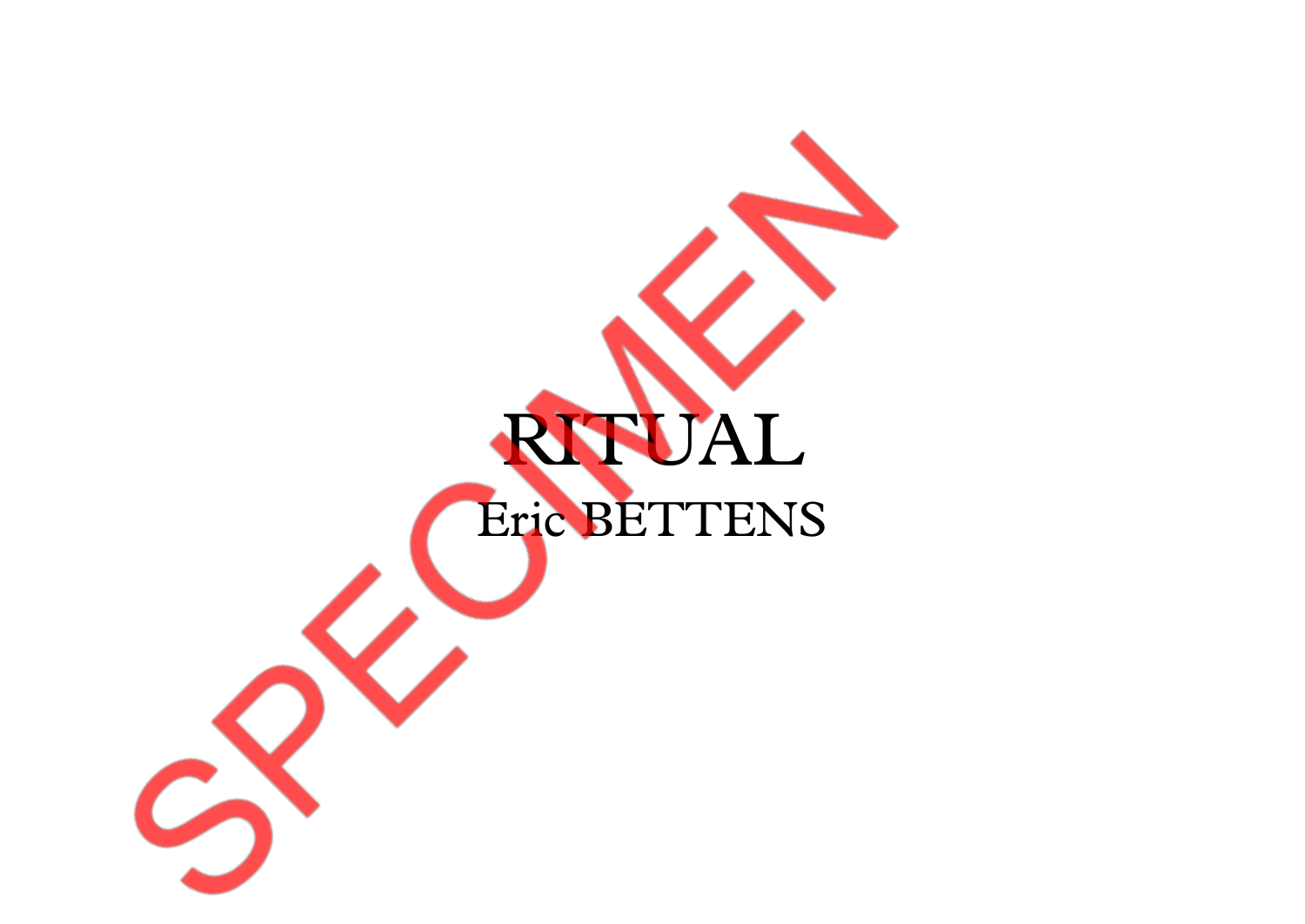# RITUAL

Eric BETTENS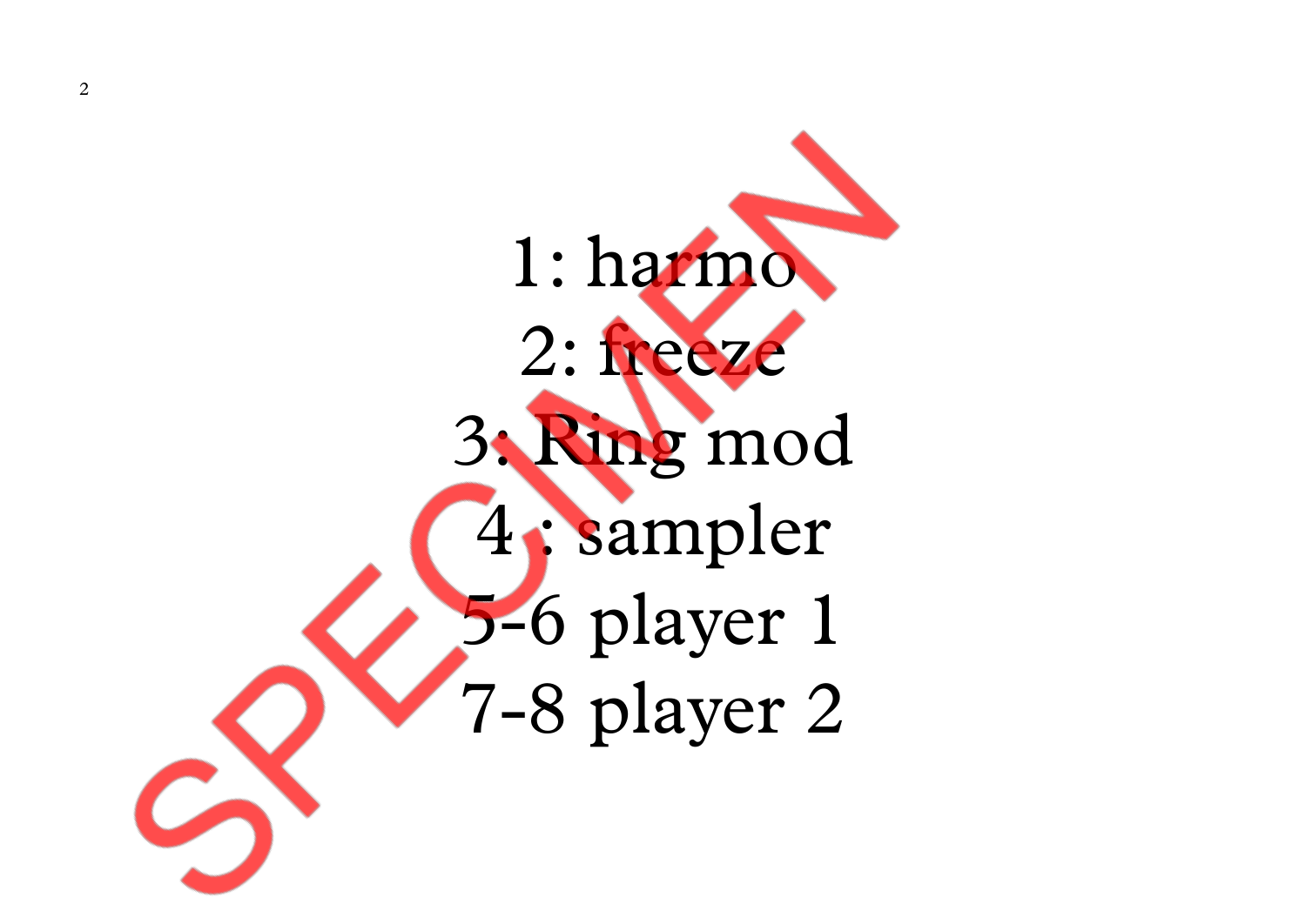1: harmo

2: freeze

3: Ring mod

4 : sampler

5-6 player 1

7-8 player 2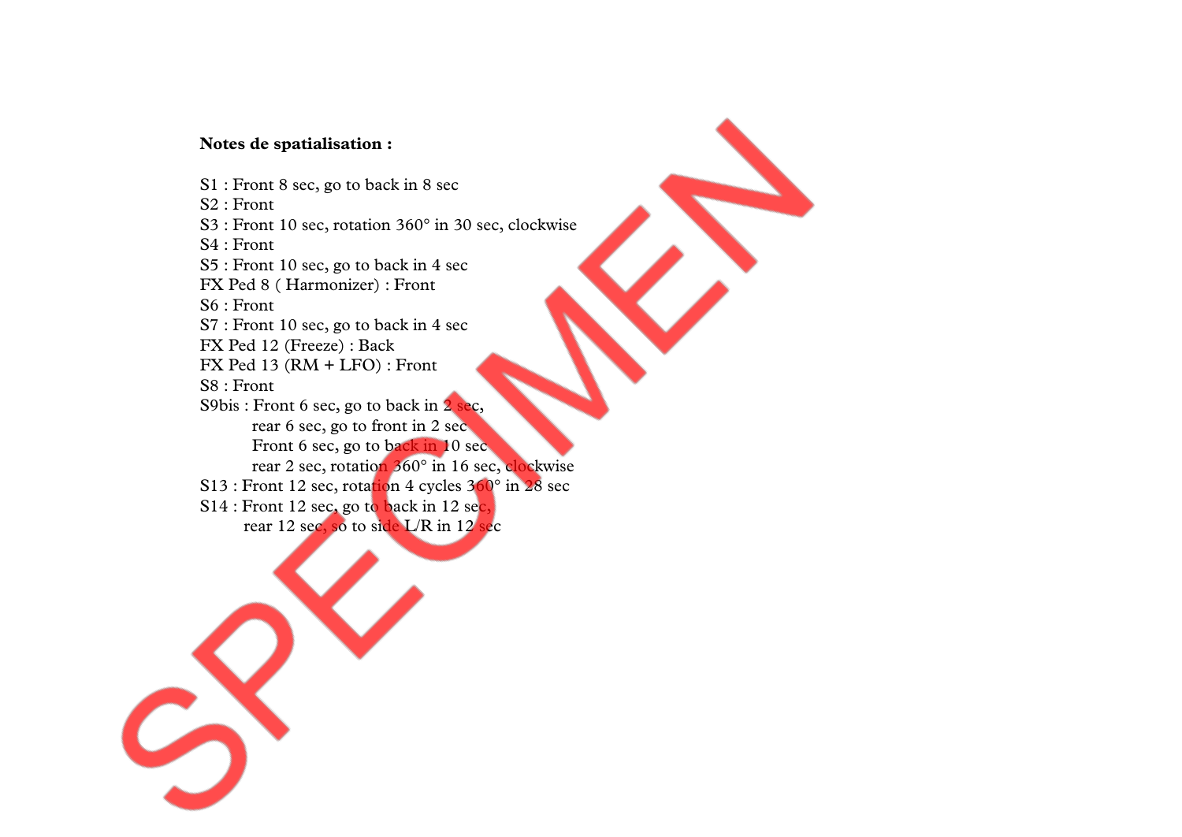**Notes de spatialisation :**

S1 : Front 8 sec, go to back in 8 sec
S2 : Front
S3 : Front 10 sec, rotation 360° in 30 sec, clockwise
S4 : Front
S5 : Front 10 sec, go to back in 4 sec
FX Ped 8 ( Harmonizer) : Front
S6 : Front
S7 : Front 10 sec, go to back in 4 sec
FX Ped 12 (Freeze) : Back
FX Ped 13 (RM + LFO) : Front
S8 : Front
S9bis : Front 6 sec, go to back in 2 sec,
        rear 6 sec, go to front in 2 sec
        Front 6 sec, go to back in 10 sec
        rear 2 sec, rotation 360° in 16 sec, clockwise
S13 : Front 12 sec, rotation 4 cycles 360° in 28 sec
S14 : Front 12 sec, go to back in 12 sec,
      rear 12 sec, so to side L/R in 12 sec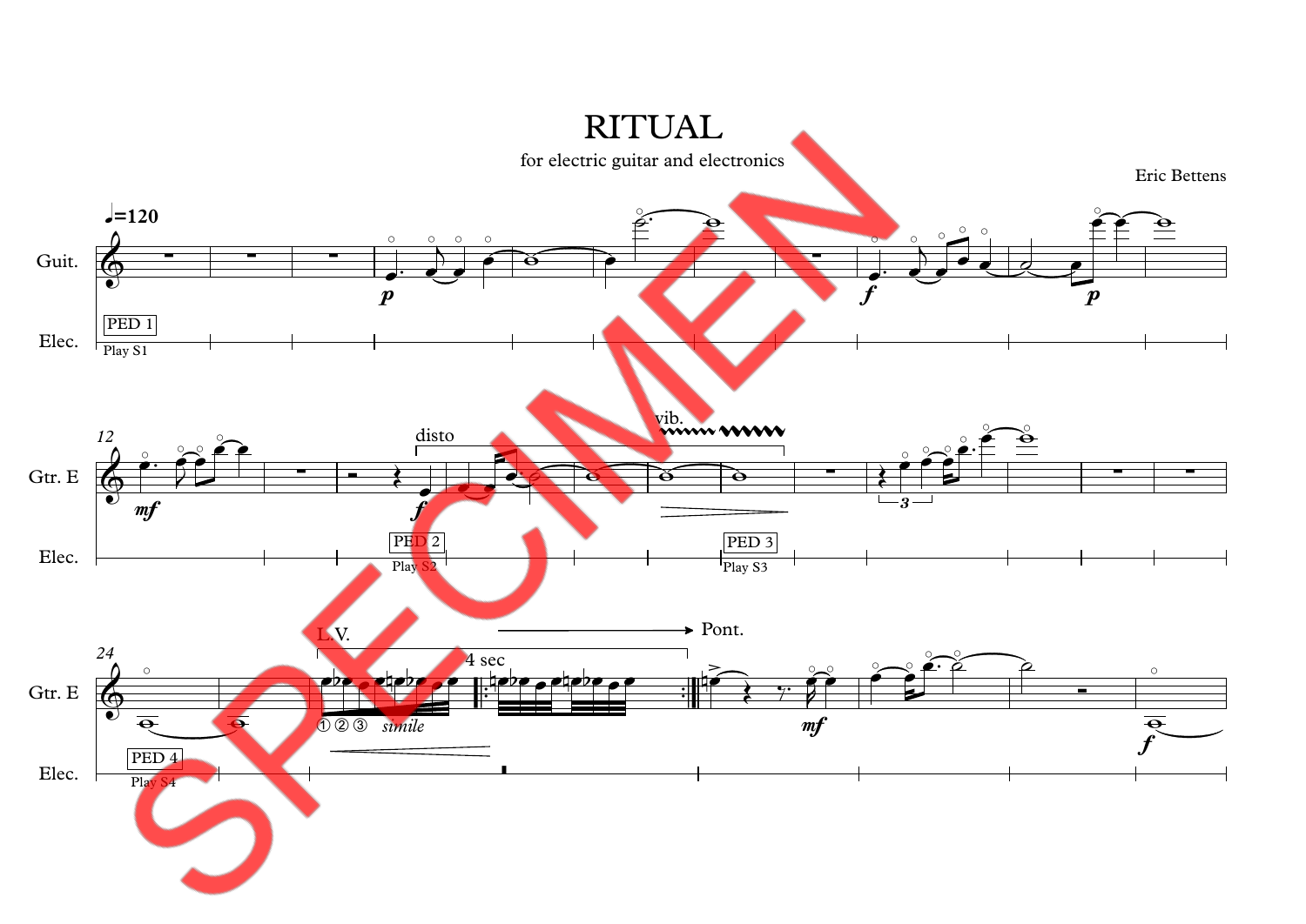# RITUAL

for electric guitar and electronics

Eric Bettens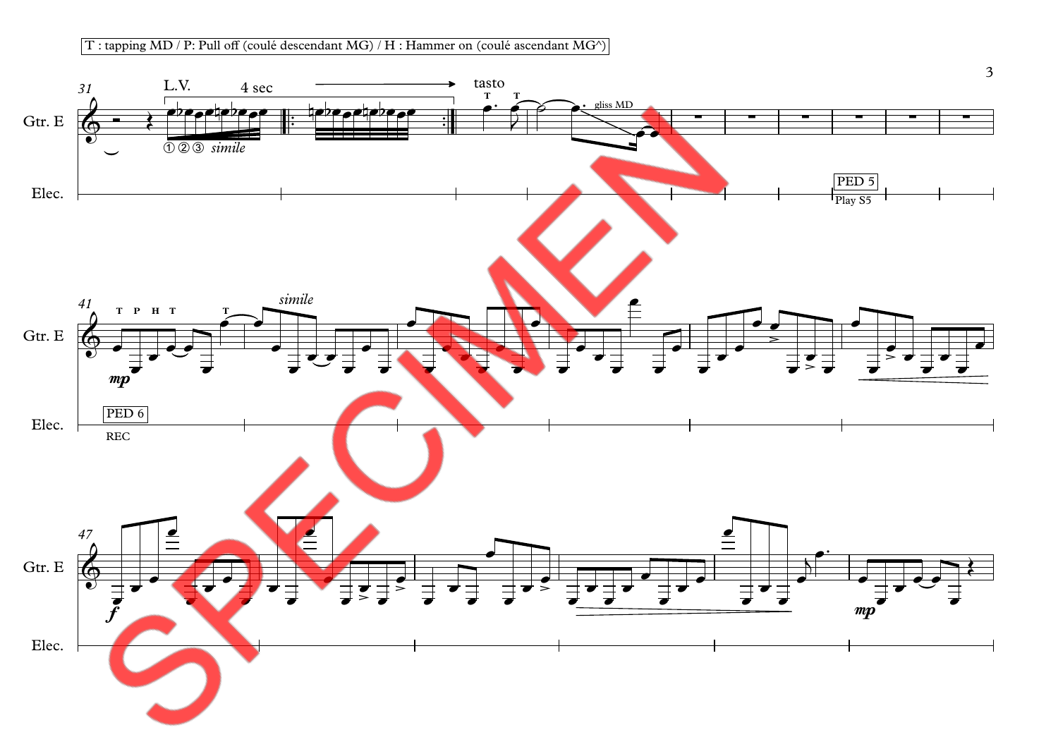T : tapping MD / P: Pull off (coulé descendant MG) / H : Hammer on (coulé ascendant MG^)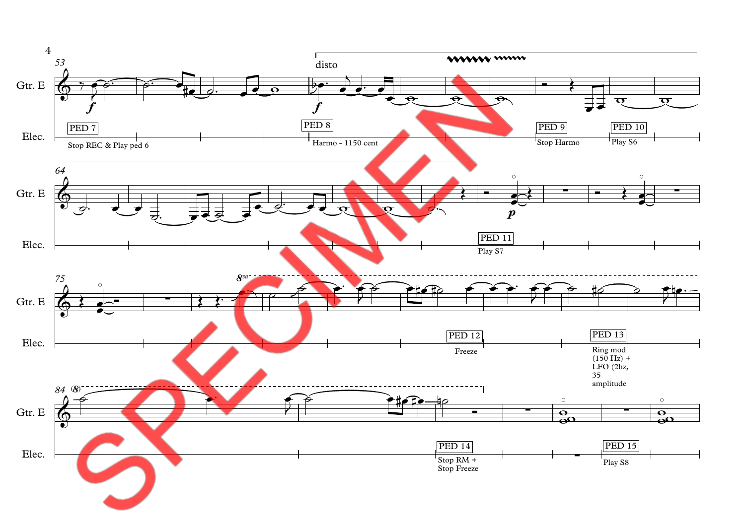53

Gtr. E

Elec.

*f*

PED 7

Stop REC & Play ped 6

disto

*f*

PED 8

Harmo - 1150 cent

PED 9

Stop Harmo

PED 10

Play S6

64

Gtr. E

Elec.

*p*

PED 11

Play S7

75

Gtr. E

Elec.

8va

PED 12

Freeze

PED 13

Ring mod (150 Hz) + LFO (2hz, 35 amplitude

84

(8)

Gtr. E

Elec.

PED 14

Stop RM + Stop Freeze

PED 15

Play S8

SPECIMEN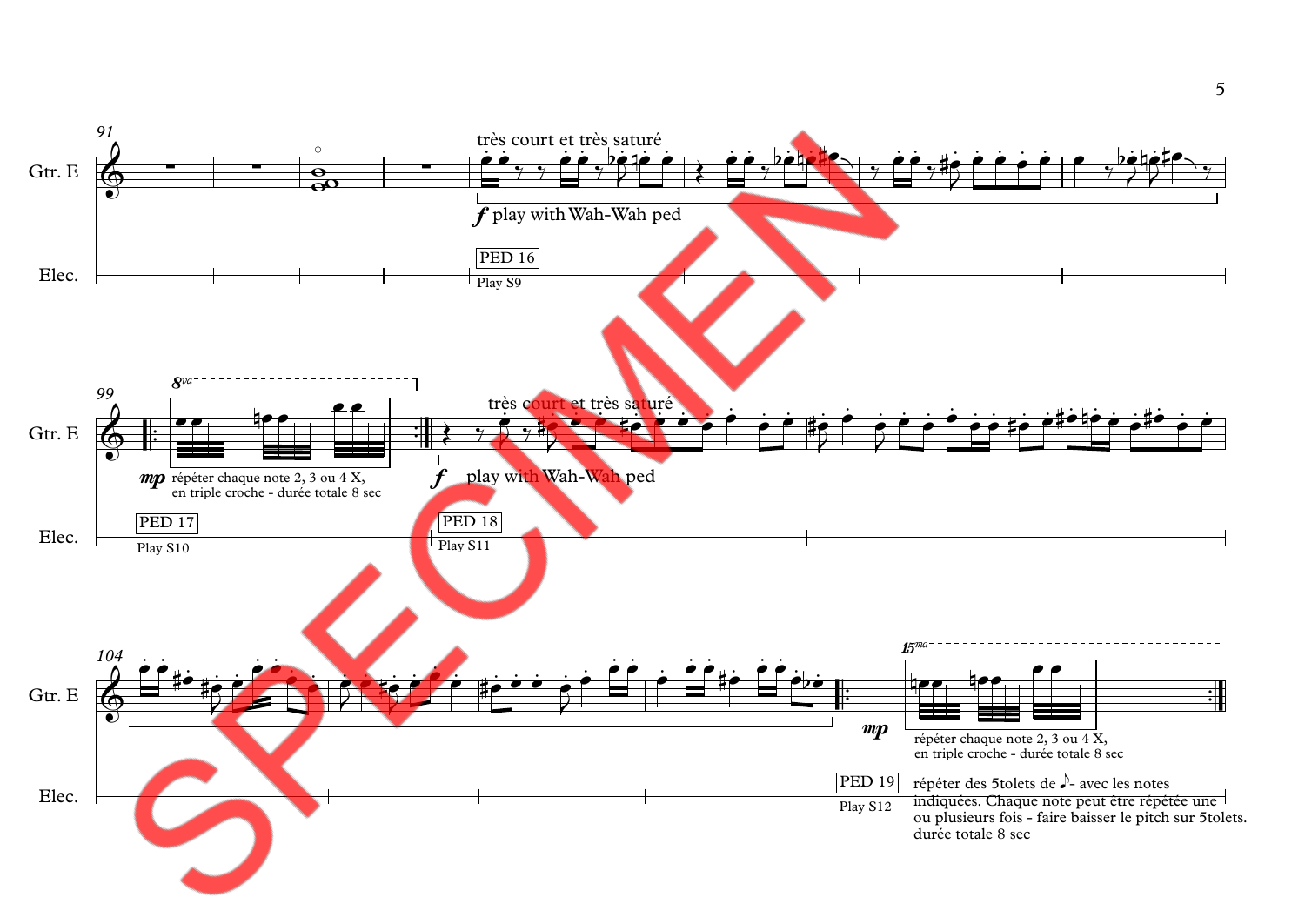91

Gtr. E

Elec.

très court et très saturé

*f* play with Wah-Wah ped

PED 16

Play S9

99

Gtr. E

Elec.

8va

*mp* répéter chaque note 2, 3 ou 4 X, en triple croche - durée totale 8 sec

PED 17

Play S10

très court et très saturé

*f* play with Wah-Wah ped

PED 18

Play S11

104

Gtr. E

Elec.

15ma

*mp*

répéter chaque note 2, 3 ou 4 X, en triple croche - durée totale 8 sec

PED 19

Play S12

répéter des 5tolets de ♪- avec les notes indiquées. Chaque note peut être répétée une ou plusieurs fois - faire baisser le pitch sur 5tolets. durée totale 8 sec

SPECIMEN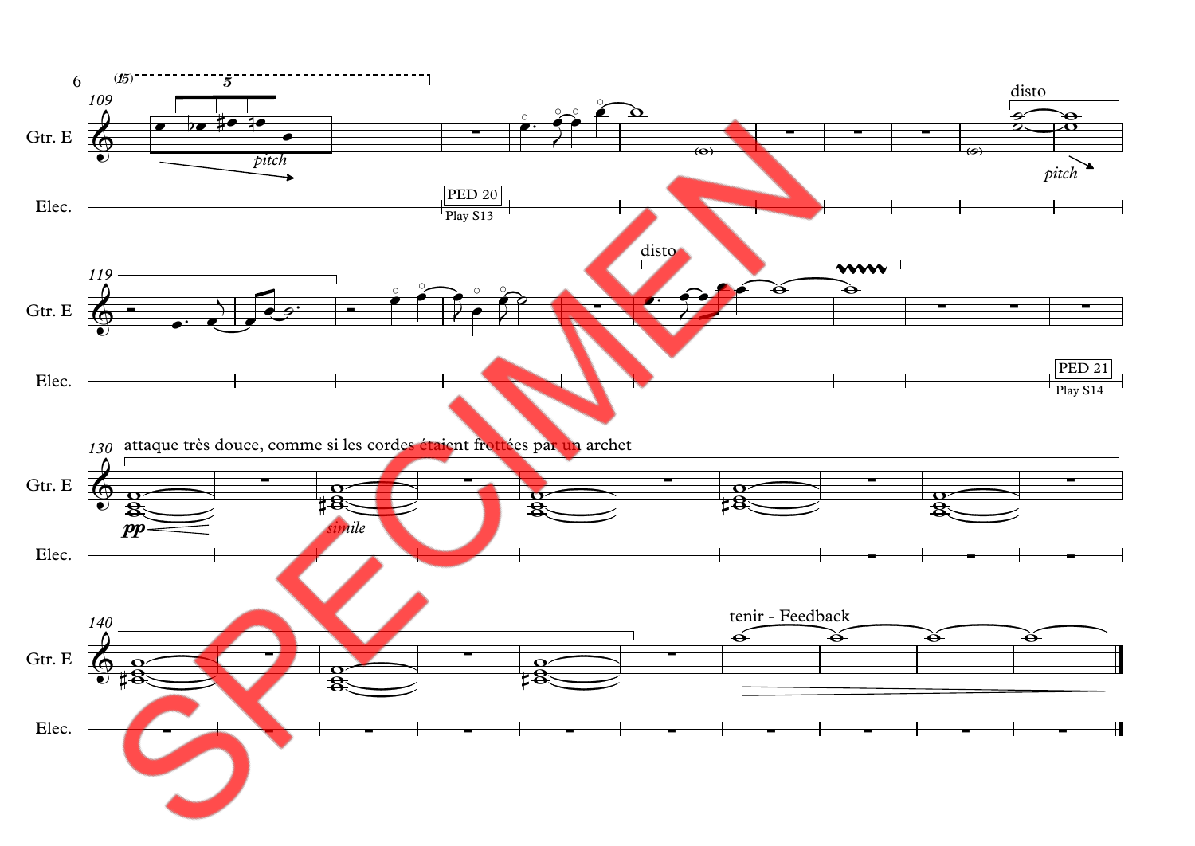Gtr. E

Elec.

PED 20

Play S13

disto

pitch

PED 21

Play S14

attaque très douce, comme si les cordes étaient frottées par un archet

*pp*

*simile*

tenir - Feedback